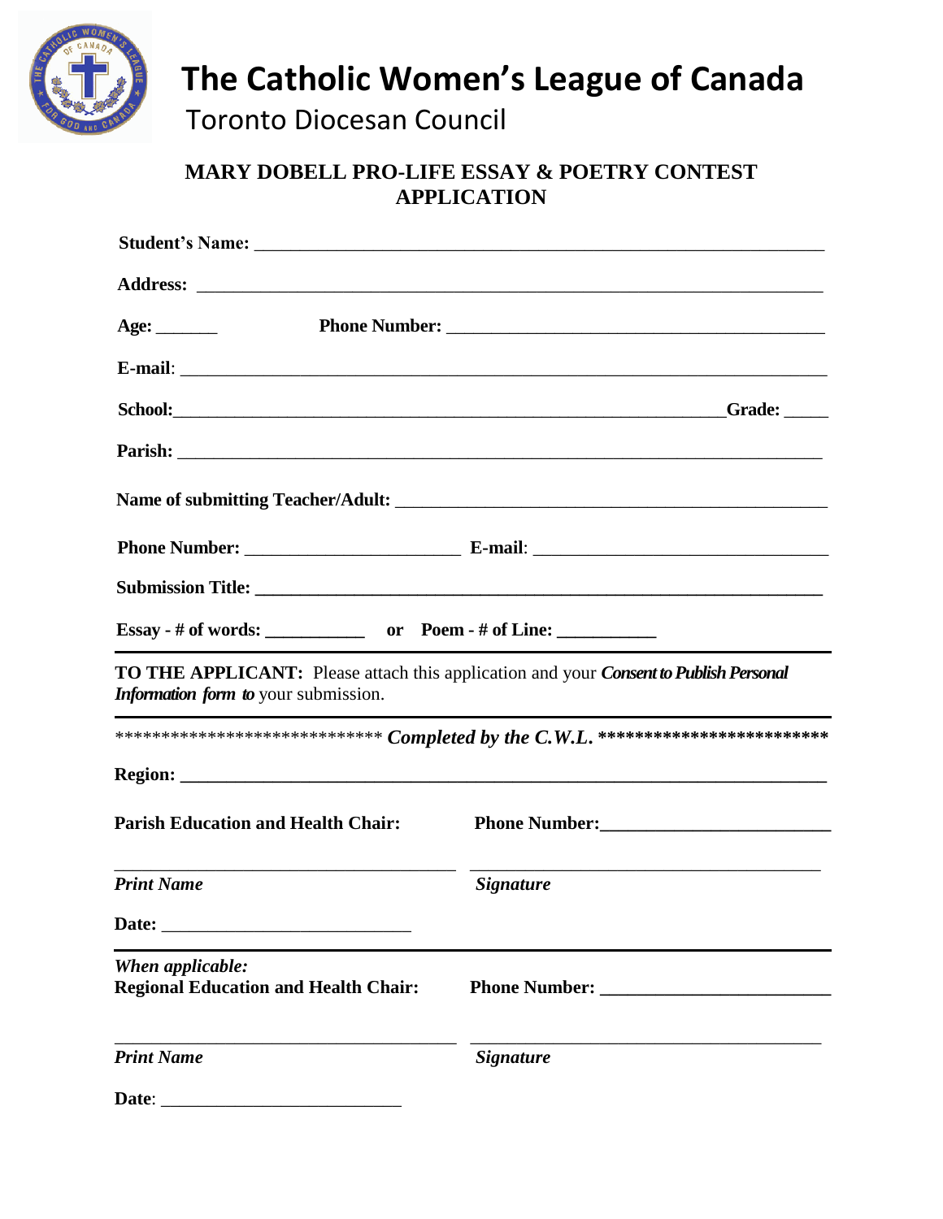# The Catholic Women's League of Canada

Toronto Diocesan Council

## MARY DOBELL PRO-LIFE ESSAY & POETRY CONTEST APPLICATION

**Student's Name:** ______________________________________________________________

**Address:** _______________________________________________________________________

**Age:** _______ **Phone Number:** ________________________________________

**E-mail**: ________________________________________________________________________

**School:**____________________________________________________________**Grade:** _____

**Parish:** ________________________________________________________________________

**Name of submitting Teacher/Adult:** _______________________________________________

**Phone Number:** _______________________ **E-mail**: ________________________________

**Submission Title:** ______________________________________________________________

**Essay - # of words:** ___________ **or** **Poem - # of Line:** ___________

---

**TO THE APPLICANT:** Please attach this application and your ***Consent to Publish Personal Information form to*** your submission.

---

***************************** *Completed by the C.W.L.* *************************

**Region:** _______________________________________________________________________

**Parish Education and Health Chair:** **Phone Number:**________________________

_____________________________________ _____________________________________

***Print Name*** ***Signature***

**Date:** __________________________

---

***When applicable:***

**Regional Education and Health Chair:** **Phone Number:** ________________________

_____________________________________ _____________________________________

***Print Name*** ***Signature***

**Date**: __________________________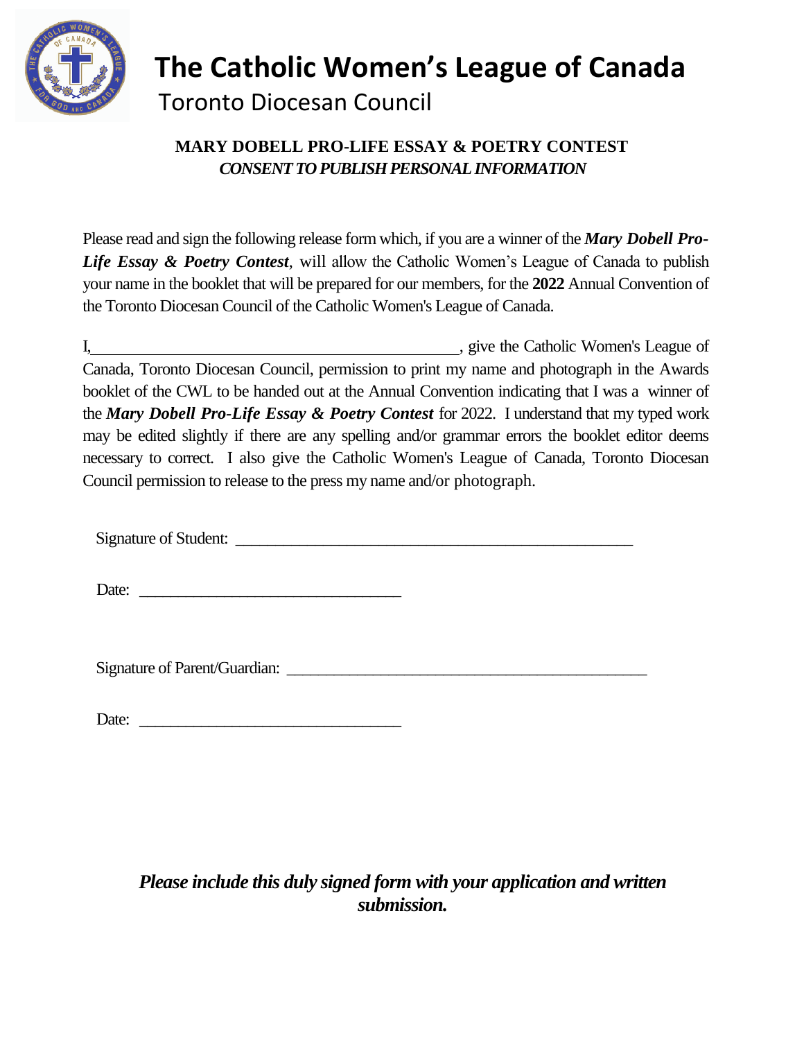# The Catholic Women's League of Canada

Toronto Diocesan Council

**MARY DOBELL PRO-LIFE ESSAY & POETRY CONTEST**

***CONSENT TO PUBLISH PERSONAL INFORMATION***

Please read and sign the following release form which, if you are a winner of the ***Mary Dobell Pro-Life Essay & Poetry Contest***, will allow the Catholic Women's League of Canada to publish your name in the booklet that will be prepared for our members, for the **2022** Annual Convention of the Toronto Diocesan Council of the Catholic Women's League of Canada.

I,_____________________________________________, give the Catholic Women's League of Canada, Toronto Diocesan Council, permission to print my name and photograph in the Awards booklet of the CWL to be handed out at the Annual Convention indicating that I was a winner of the ***Mary Dobell Pro-Life Essay & Poetry Contest*** for 2022. I understand that my typed work may be edited slightly if there are any spelling and/or grammar errors the booklet editor deems necessary to correct. I also give the Catholic Women's League of Canada, Toronto Diocesan Council permission to release to the press my name and/or photograph.

Signature of Student: _________________________________________________

Date: ________________________________

Signature of Parent/Guardian: ____________________________________________

Date: ________________________________

***Please include this duly signed form with your application and written submission.***